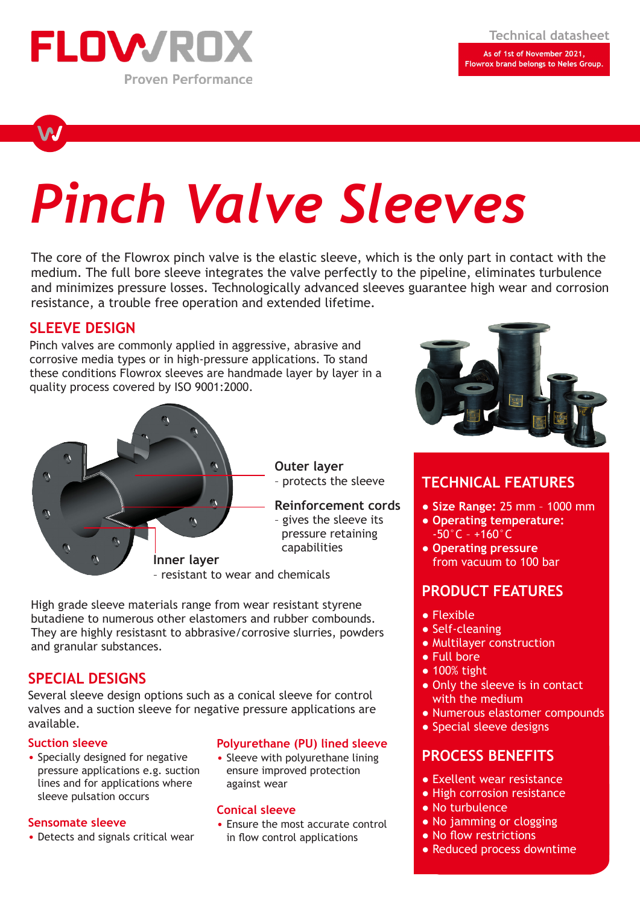FLOWROX

Proven Performance

Technical datasheet

As of 1st of November 2021, Flowrox brand belongs to Neles Group.

# Pinch Valve Sleeves

The core of the Flowrox pinch valve is the elastic sleeve, which is the only part in contact with the medium. The full bore sleeve integrates the valve perfectly to the pipeline, eliminates turbulence and minimizes pressure losses. Technologically advanced sleeves guarantee high wear and corrosion resistance, a trouble free operation and extended lifetime.

## SLEEVE DESIGN

Pinch valves are commonly applied in aggressive, abrasive and corrosive media types or in high-pressure applications. To stand these conditions Flowrox sleeves are handmade layer by layer in a quality process covered by ISO 9001:2000.

**Outer layer**
– protects the sleeve

**Reinforcement cords**
– gives the sleeve its pressure retaining capabilities

**Inner layer**
– resistant to wear and chemicals

High grade sleeve materials range from wear resistant styrene butadiene to numerous other elastomers and rubber combounds. They are highly resistasnt to abrasive/corrosive slurries, powders and granular substances.

## SPECIAL DESIGNS

Several sleeve design options such as a conical sleeve for control valves and a suction sleeve for negative pressure applications are available.

### Suction sleeve

- Specially designed for negative pressure applications e.g. suction lines and for applications where sleeve pulsation occurs

### Sensomate sleeve

- Detects and signals critical wear

### Polyurethane (PU) lined sleeve

- Sleeve with polyurethane lining ensure improved protection against wear

### Conical sleeve

- Ensure the most accurate control in flow control applications

## TECHNICAL FEATURES

- **Size Range:** 25 mm – 1000 mm
- **Operating temperature:** -50 °C – +160 °C
- **Operating pressure** from vacuum to 100 bar

## PRODUCT FEATURES

- Flexible
- Self-cleaning
- Multilayer construction
- Full bore
- 100% tight
- Only the sleeve is in contact with the medium
- Numerous elastomer compounds
- Special sleeve designs

## PROCESS BENEFITS

- Exellent wear resistance
- High corrosion resistance
- No turbulence
- No jamming or clogging
- No flow restrictions
- Reduced process downtime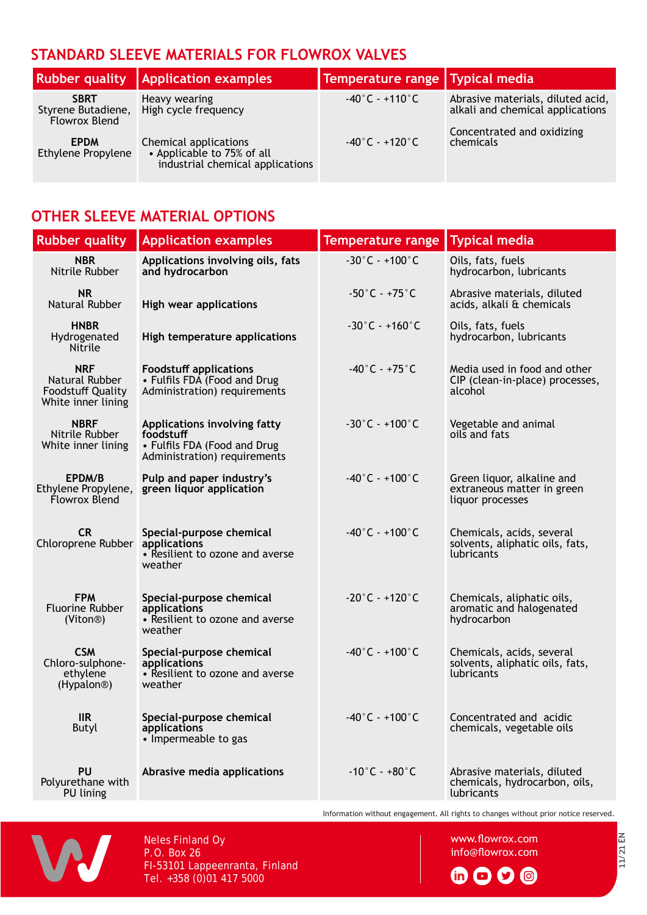## STANDARD SLEEVE MATERIALS FOR FLOWROX VALVES

| Rubber quality | Application examples | Temperature range | Typical media |
|---|---|---|---|
| **SBRT** Styrene Butadiene, Flowrox Blend | Heavy wearing High cycle frequency | -40°C - +110°C | Abrasive materials, diluted acid, alkali and chemical applications |
| **EPDM** Ethylene Propylene | Chemical applications • Applicable to 75% of all industrial chemical applications | -40°C - +120°C | Concentrated and oxidizing chemicals |

## OTHER SLEEVE MATERIAL OPTIONS

| Rubber quality | Application examples | Temperature range | Typical media |
|---|---|---|---|
| **NBR** Nitrile Rubber | **Applications involving oils, fats and hydrocarbon** | -30°C - +100°C | Oils, fats, fuels hydrocarbon, lubricants |
| **NR** Natural Rubber | **High wear applications** | -50°C - +75°C | Abrasive materials, diluted acids, alkali & chemicals |
| **HNBR** Hydrogenated Nitrile | **High temperature applications** | -30°C - +160°C | Oils, fats, fuels hydrocarbon, lubricants |
| **NRF** Natural Rubber Foodstuff Quality White inner lining | **Foodstuff applications** • Fulfils FDA (Food and Drug Administration) requirements | -40°C - +75°C | Media used in food and other CIP (clean-in-place) processes, alcohol |
| **NBRF** Nitrile Rubber White inner lining | **Applications involving fatty foodstuff** • Fulfils FDA (Food and Drug Administration) requirements | -30°C - +100°C | Vegetable and animal oils and fats |
| **EPDM/B** Ethylene Propylene, Flowrox Blend | **Pulp and paper industry's green liquor application** | -40°C - +100°C | Green liquor, alkaline and extraneous matter in green liquor processes |
| **CR** Chloroprene Rubber | **Special-purpose chemical applications** • Resilient to ozone and averse weather | -40°C - +100°C | Chemicals, acids, several solvents, aliphatic oils, fats, lubricants |
| **FPM** Fluorine Rubber (Viton®) | **Special-purpose chemical applications** • Resilient to ozone and averse weather | -20°C - +120°C | Chemicals, aliphatic oils, aromatic and halogenated hydrocarbon |
| **CSM** Chloro-sulphone-ethylene (Hypalon®) | **Special-purpose chemical applications** • Resilient to ozone and averse weather | -40°C - +100°C | Chemicals, acids, several solvents, aliphatic oils, fats, lubricants |
| **IIR** Butyl | **Special-purpose chemical applications** • Impermeable to gas | -40°C - +100°C | Concentrated and acidic chemicals, vegetable oils |
| **PU** Polyurethane with PU lining | **Abrasive media applications** | -10°C - +80°C | Abrasive materials, diluted chemicals, hydrocarbon, oils, lubricants |

Information without engagement. All rights to changes without prior notice reserved.

Neles Finland Oy
P.O. Box 26
FI-53101 Lappeenranta, Finland
Tel. +358 (0)01 417 5000

www.flowrox.com
info@flowrox.com

11/21 EN